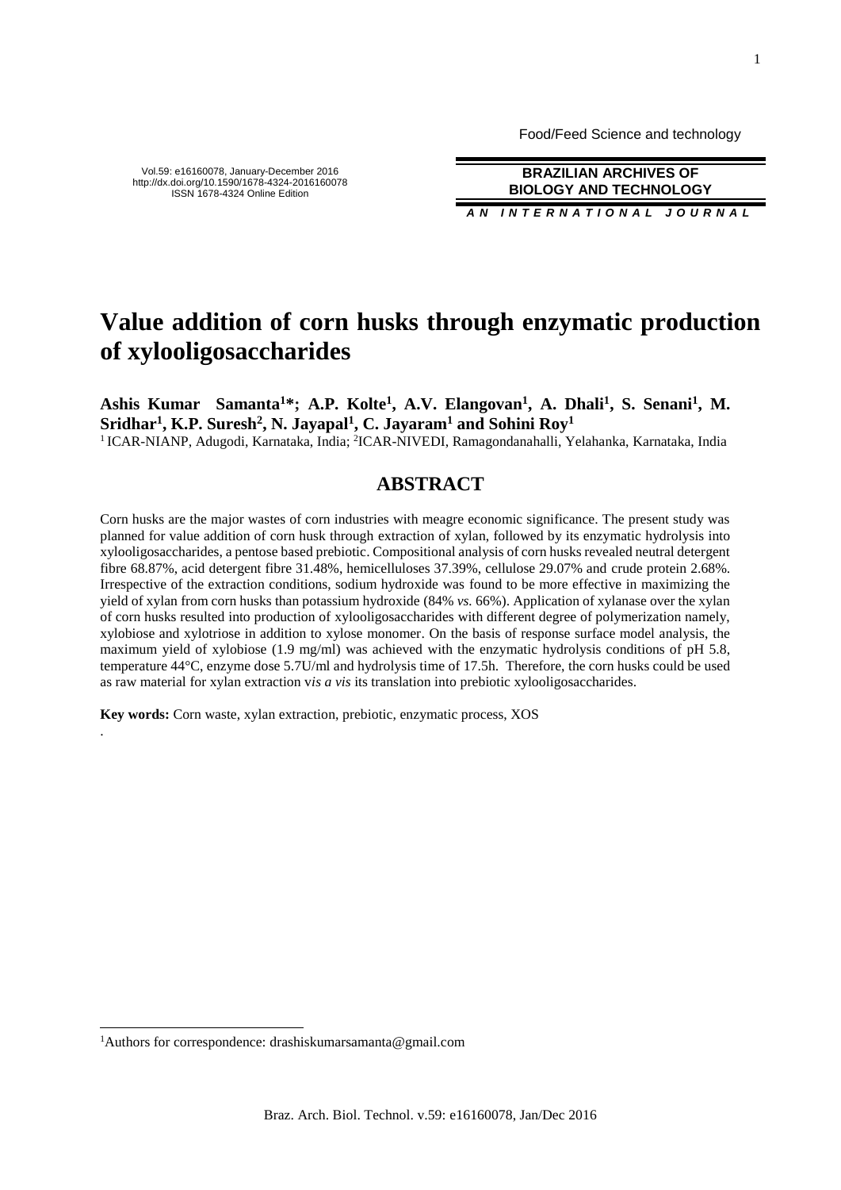Food/Feed Science and technology

Vol.59: e16160078, January-December 2016
http://dx.doi.org/10.1590/1678-4324-2016160078
ISSN 1678-4324 Online Edition

**BRAZILIAN ARCHIVES OF BIOLOGY AND TECHNOLOGY**

***AN INTERNATIONAL JOURNAL***

# Value addition of corn husks through enzymatic production of xylooligosaccharides

**Ashis Kumar Samanta[1]*; A.P. Kolte[1], A.V. Elangovan[1], A. Dhali[1], S. Senani[1], M. Sridhar[1], K.P. Suresh[2], N. Jayapal[1], C. Jayaram[1] and Sohini Roy[1]**

[1] ICAR-NIANP, Adugodi, Karnataka, India; [2]ICAR-NIVEDI, Ramagondanahalli, Yelahanka, Karnataka, India

## ABSTRACT

Corn husks are the major wastes of corn industries with meagre economic significance. The present study was planned for value addition of corn husk through extraction of xylan, followed by its enzymatic hydrolysis into xylooligosaccharides, a pentose based prebiotic. Compositional analysis of corn husks revealed neutral detergent fibre 68.87%, acid detergent fibre 31.48%, hemicelluloses 37.39%, cellulose 29.07% and crude protein 2.68%. Irrespective of the extraction conditions, sodium hydroxide was found to be more effective in maximizing the yield of xylan from corn husks than potassium hydroxide (84% *vs.* 66%). Application of xylanase over the xylan of corn husks resulted into production of xylooligosaccharides with different degree of polymerization namely, xylobiose and xylotriose in addition to xylose monomer. On the basis of response surface model analysis, the maximum yield of xylobiose (1.9 mg/ml) was achieved with the enzymatic hydrolysis conditions of pH 5.8, temperature 44°C, enzyme dose 5.7U/ml and hydrolysis time of 17.5h. Therefore, the corn husks could be used as raw material for xylan extraction v*is a vis* its translation into prebiotic xylooligosaccharides.

**Key words:** Corn waste, xylan extraction, prebiotic, enzymatic process, XOS

.

[1]Authors for correspondence: drashiskumarsamanta@gmail.com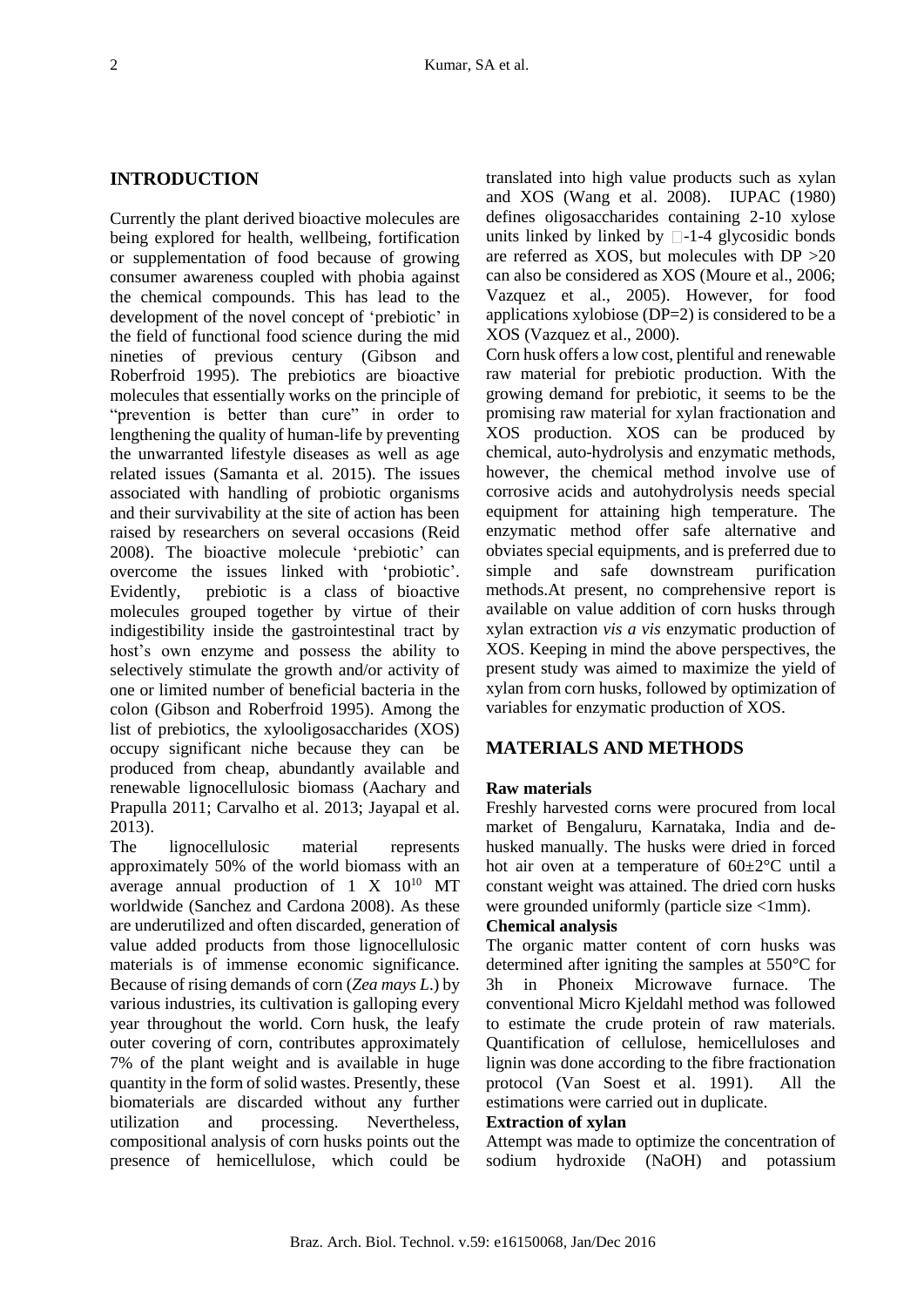## INTRODUCTION

Currently the plant derived bioactive molecules are being explored for health, wellbeing, fortification or supplementation of food because of growing consumer awareness coupled with phobia against the chemical compounds. This has lead to the development of the novel concept of 'prebiotic' in the field of functional food science during the mid nineties of previous century (Gibson and Roberfroid 1995). The prebiotics are bioactive molecules that essentially works on the principle of "prevention is better than cure" in order to lengthening the quality of human-life by preventing the unwarranted lifestyle diseases as well as age related issues (Samanta et al. 2015). The issues associated with handling of probiotic organisms and their survivability at the site of action has been raised by researchers on several occasions (Reid 2008). The bioactive molecule 'prebiotic' can overcome the issues linked with 'probiotic'. Evidently, prebiotic is a class of bioactive molecules grouped together by virtue of their indigestibility inside the gastrointestinal tract by host's own enzyme and possess the ability to selectively stimulate the growth and/or activity of one or limited number of beneficial bacteria in the colon (Gibson and Roberfroid 1995). Among the list of prebiotics, the xylooligosaccharides (XOS) occupy significant niche because they can be produced from cheap, abundantly available and renewable lignocellulosic biomass (Aachary and Prapulla 2011; Carvalho et al. 2013; Jayapal et al. 2013).

The lignocellulosic material represents approximately 50% of the world biomass with an average annual production of 1 X $10^{10}$ MT worldwide (Sanchez and Cardona 2008). As these are underutilized and often discarded, generation of value added products from those lignocellulosic materials is of immense economic significance. Because of rising demands of corn (*Zea mays L*.) by various industries, its cultivation is galloping every year throughout the world. Corn husk, the leafy outer covering of corn, contributes approximately 7% of the plant weight and is available in huge quantity in the form of solid wastes. Presently, these biomaterials are discarded without any further utilization and processing. Nevertheless, compositional analysis of corn husks points out the presence of hemicellulose, which could be translated into high value products such as xylan and XOS (Wang et al. 2008). IUPAC (1980) defines oligosaccharides containing 2-10 xylose units linked by linked by $\beta$-1-4 glycosidic bonds are referred as XOS, but molecules with DP >20 can also be considered as XOS (Moure et al., 2006; Vazquez et al., 2005). However, for food applications xylobiose (DP=2) is considered to be a XOS (Vazquez et al., 2000).

Corn husk offers a low cost, plentiful and renewable raw material for prebiotic production. With the growing demand for prebiotic, it seems to be the promising raw material for xylan fractionation and XOS production. XOS can be produced by chemical, auto-hydrolysis and enzymatic methods, however, the chemical method involve use of corrosive acids and autohydrolysis needs special equipment for attaining high temperature. The enzymatic method offer safe alternative and obviates special equipments, and is preferred due to simple and safe downstream purification methods.At present, no comprehensive report is available on value addition of corn husks through xylan extraction *vis a vis* enzymatic production of XOS. Keeping in mind the above perspectives, the present study was aimed to maximize the yield of xylan from corn husks, followed by optimization of variables for enzymatic production of XOS.

## MATERIALS AND METHODS

### Raw materials

Freshly harvested corns were procured from local market of Bengaluru, Karnataka, India and de-husked manually. The husks were dried in forced hot air oven at a temperature of 60±2°C until a constant weight was attained. The dried corn husks were grounded uniformly (particle size <1mm).

### Chemical analysis

The organic matter content of corn husks was determined after igniting the samples at 550°C for 3h in Phoneix Microwave furnace. The conventional Micro Kjeldahl method was followed to estimate the crude protein of raw materials. Quantification of cellulose, hemicelluloses and lignin was done according to the fibre fractionation protocol (Van Soest et al. 1991). All the estimations were carried out in duplicate.

### Extraction of xylan

Attempt was made to optimize the concentration of sodium hydroxide (NaOH) and potassium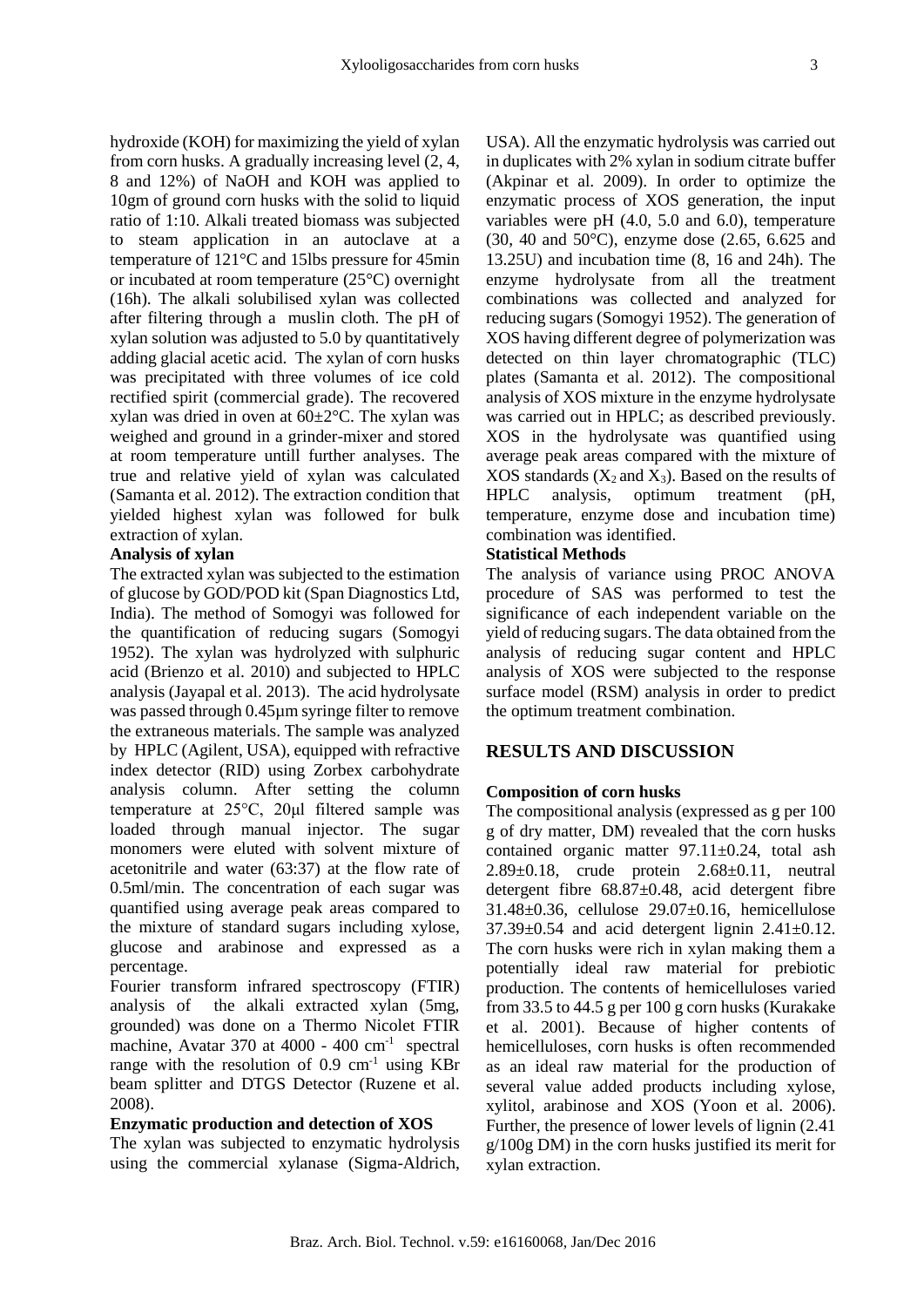hydroxide (KOH) for maximizing the yield of xylan from corn husks. A gradually increasing level (2, 4, 8 and 12%) of NaOH and KOH was applied to 10gm of ground corn husks with the solid to liquid ratio of 1:10. Alkali treated biomass was subjected to steam application in an autoclave at a temperature of 121°C and 15lbs pressure for 45min or incubated at room temperature (25°C) overnight (16h). The alkali solubilised xylan was collected after filtering through a muslin cloth. The pH of xylan solution was adjusted to 5.0 by quantitatively adding glacial acetic acid. The xylan of corn husks was precipitated with three volumes of ice cold rectified spirit (commercial grade). The recovered xylan was dried in oven at 60±2°C. The xylan was weighed and ground in a grinder-mixer and stored at room temperature untill further analyses. The true and relative yield of xylan was calculated (Samanta et al. 2012). The extraction condition that yielded highest xylan was followed for bulk extraction of xylan.

**Analysis of xylan**

The extracted xylan was subjected to the estimation of glucose by GOD/POD kit (Span Diagnostics Ltd, India). The method of Somogyi was followed for the quantification of reducing sugars (Somogyi 1952). The xylan was hydrolyzed with sulphuric acid (Brienzo et al. 2010) and subjected to HPLC analysis (Jayapal et al. 2013). The acid hydrolysate was passed through 0.45μm syringe filter to remove the extraneous materials. The sample was analyzed by HPLC (Agilent, USA), equipped with refractive index detector (RID) using Zorbex carbohydrate analysis column. After setting the column temperature at 25°C, 20μl filtered sample was loaded through manual injector. The sugar monomers were eluted with solvent mixture of acetonitrile and water (63:37) at the flow rate of 0.5ml/min. The concentration of each sugar was quantified using average peak areas compared to the mixture of standard sugars including xylose, glucose and arabinose and expressed as a percentage.

Fourier transform infrared spectroscopy (FTIR) analysis of the alkali extracted xylan (5mg, grounded) was done on a Thermo Nicolet FTIR machine, Avatar 370 at 4000 - 400 $cm^{-1}$ spectral range with the resolution of 0.9 $cm^{-1}$ using KBr beam splitter and DTGS Detector (Ruzene et al. 2008).

**Enzymatic production and detection of XOS**

The xylan was subjected to enzymatic hydrolysis using the commercial xylanase (Sigma-Aldrich, USA). All the enzymatic hydrolysis was carried out in duplicates with 2% xylan in sodium citrate buffer (Akpinar et al. 2009). In order to optimize the enzymatic process of XOS generation, the input variables were pH (4.0, 5.0 and 6.0), temperature (30, 40 and 50°C), enzyme dose (2.65, 6.625 and 13.25U) and incubation time (8, 16 and 24h). The enzyme hydrolysate from all the treatment combinations was collected and analyzed for reducing sugars (Somogyi 1952). The generation of XOS having different degree of polymerization was detected on thin layer chromatographic (TLC) plates (Samanta et al. 2012). The compositional analysis of XOS mixture in the enzyme hydrolysate was carried out in HPLC; as described previously. XOS in the hydrolysate was quantified using average peak areas compared with the mixture of XOS standards ($X_2$ and $X_3$). Based on the results of HPLC analysis, optimum treatment (pH, temperature, enzyme dose and incubation time) combination was identified.

**Statistical Methods**

The analysis of variance using PROC ANOVA procedure of SAS was performed to test the significance of each independent variable on the yield of reducing sugars. The data obtained from the analysis of reducing sugar content and HPLC analysis of XOS were subjected to the response surface model (RSM) analysis in order to predict the optimum treatment combination.

## RESULTS AND DISCUSSION

**Composition of corn husks**

The compositional analysis (expressed as g per 100 g of dry matter, DM) revealed that the corn husks contained organic matter 97.11±0.24, total ash 2.89±0.18, crude protein 2.68±0.11, neutral detergent fibre 68.87±0.48, acid detergent fibre 31.48±0.36, cellulose 29.07±0.16, hemicellulose 37.39±0.54 and acid detergent lignin 2.41±0.12. The corn husks were rich in xylan making them a potentially ideal raw material for prebiotic production. The contents of hemicelluloses varied from 33.5 to 44.5 g per 100 g corn husks (Kurakake et al. 2001). Because of higher contents of hemicelluloses, corn husks is often recommended as an ideal raw material for the production of several value added products including xylose, xylitol, arabinose and XOS (Yoon et al. 2006). Further, the presence of lower levels of lignin (2.41 g/100g DM) in the corn husks justified its merit for xylan extraction.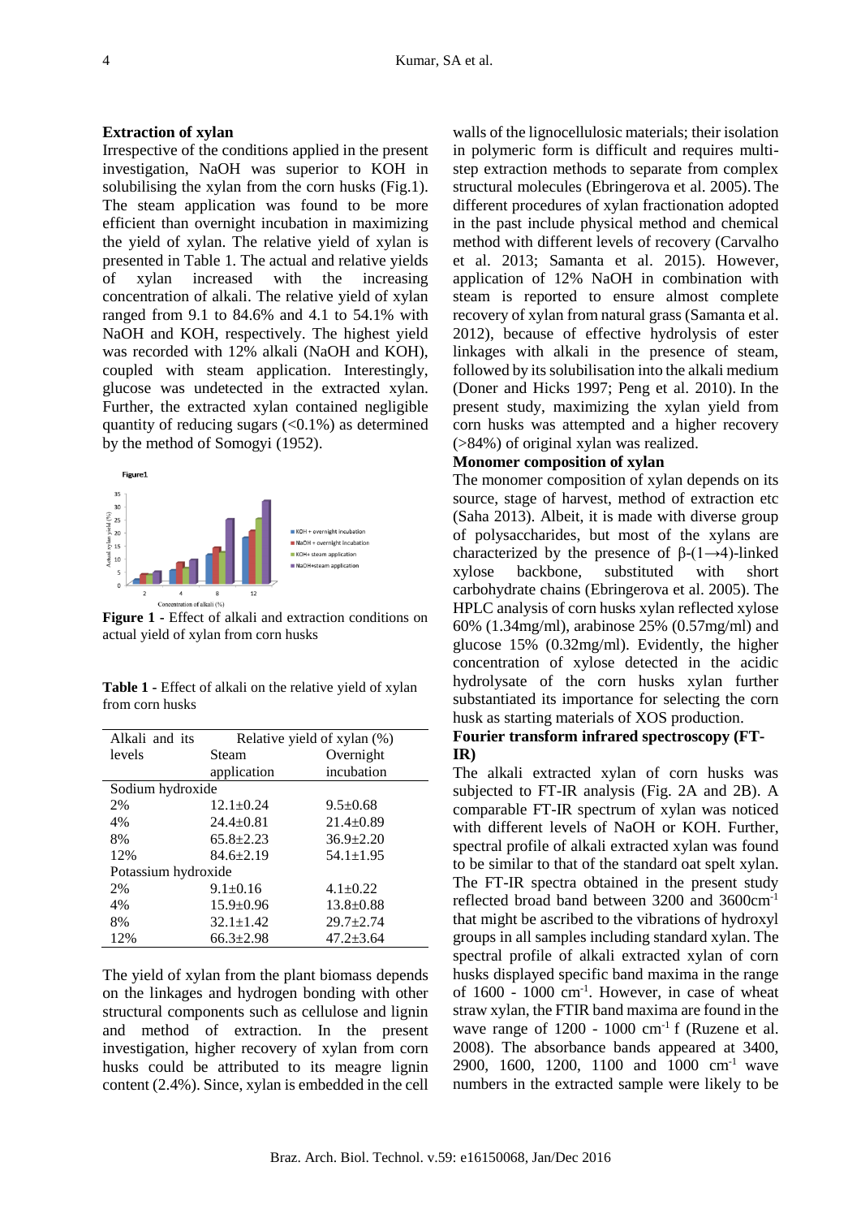### Extraction of xylan

Irrespective of the conditions applied in the present investigation, NaOH was superior to KOH in solubilising the xylan from the corn husks (Fig.1). The steam application was found to be more efficient than overnight incubation in maximizing the yield of xylan. The relative yield of xylan is presented in Table 1. The actual and relative yields of xylan increased with the increasing concentration of alkali. The relative yield of xylan ranged from 9.1 to 84.6% and 4.1 to 54.1% with NaOH and KOH, respectively. The highest yield was recorded with 12% alkali (NaOH and KOH), coupled with steam application. Interestingly, glucose was undetected in the extracted xylan. Further, the extracted xylan contained negligible quantity of reducing sugars (<0.1%) as determined by the method of Somogyi (1952).

**Figure 1** - Effect of alkali and extraction conditions on actual yield of xylan from corn husks

**Table 1** - Effect of alkali on the relative yield of xylan from corn husks

| Alkali and its levels | Relative yield of xylan (%) | |
|---|---|---|
| | Steam application | Overnight incubation |
| Sodium hydroxide | | |
| 2% | 12.1±0.24 | 9.5±0.68 |
| 4% | 24.4±0.81 | 21.4±0.89 |
| 8% | 65.8±2.23 | 36.9±2.20 |
| 12% | 84.6±2.19 | 54.1±1.95 |
| Potassium hydroxide | | |
| 2% | 9.1±0.16 | 4.1±0.22 |
| 4% | 15.9±0.96 | 13.8±0.88 |
| 8% | 32.1±1.42 | 29.7±2.74 |
| 12% | 66.3±2.98 | 47.2±3.64 |

The yield of xylan from the plant biomass depends on the linkages and hydrogen bonding with other structural components such as cellulose and lignin and method of extraction. In the present investigation, higher recovery of xylan from corn husks could be attributed to its meagre lignin content (2.4%). Since, xylan is embedded in the cell walls of the lignocellulosic materials; their isolation in polymeric form is difficult and requires multi-step extraction methods to separate from complex structural molecules (Ebringerova et al. 2005). The different procedures of xylan fractionation adopted in the past include physical method and chemical method with different levels of recovery (Carvalho et al. 2013; Samanta et al. 2015). However, application of 12% NaOH in combination with steam is reported to ensure almost complete recovery of xylan from natural grass (Samanta et al. 2012), because of effective hydrolysis of ester linkages with alkali in the presence of steam, followed by its solubilisation into the alkali medium (Doner and Hicks 1997; Peng et al. 2010). In the present study, maximizing the xylan yield from corn husks was attempted and a higher recovery (>84%) of original xylan was realized.

### Monomer composition of xylan

The monomer composition of xylan depends on its source, stage of harvest, method of extraction etc (Saha 2013). Albeit, it is made with diverse group of polysaccharides, but most of the xylans are characterized by the presence of β-(1→4)-linked xylose backbone, substituted with short carbohydrate chains (Ebringerova et al. 2005). The HPLC analysis of corn husks xylan reflected xylose 60% (1.34mg/ml), arabinose 25% (0.57mg/ml) and glucose 15% (0.32mg/ml). Evidently, the higher concentration of xylose detected in the acidic hydrolysate of the corn husks xylan further substantiated its importance for selecting the corn husk as starting materials of XOS production.

### Fourier transform infrared spectroscopy (FT-IR)

The alkali extracted xylan of corn husks was subjected to FT-IR analysis (Fig. 2A and 2B). A comparable FT-IR spectrum of xylan was noticed with different levels of NaOH or KOH. Further, spectral profile of alkali extracted xylan was found to be similar to that of the standard oat spelt xylan. The FT-IR spectra obtained in the present study reflected broad band between 3200 and 3600cm$^{-1}$ that might be ascribed to the vibrations of hydroxyl groups in all samples including standard xylan. The spectral profile of alkali extracted xylan of corn husks displayed specific band maxima in the range of 1600 - 1000 cm$^{-1}$. However, in case of wheat straw xylan, the FTIR band maxima are found in the wave range of 1200 - 1000 cm$^{-1}$ f (Ruzene et al. 2008). The absorbance bands appeared at 3400, 2900, 1600, 1200, 1100 and 1000 cm$^{-1}$ wave numbers in the extracted sample were likely to be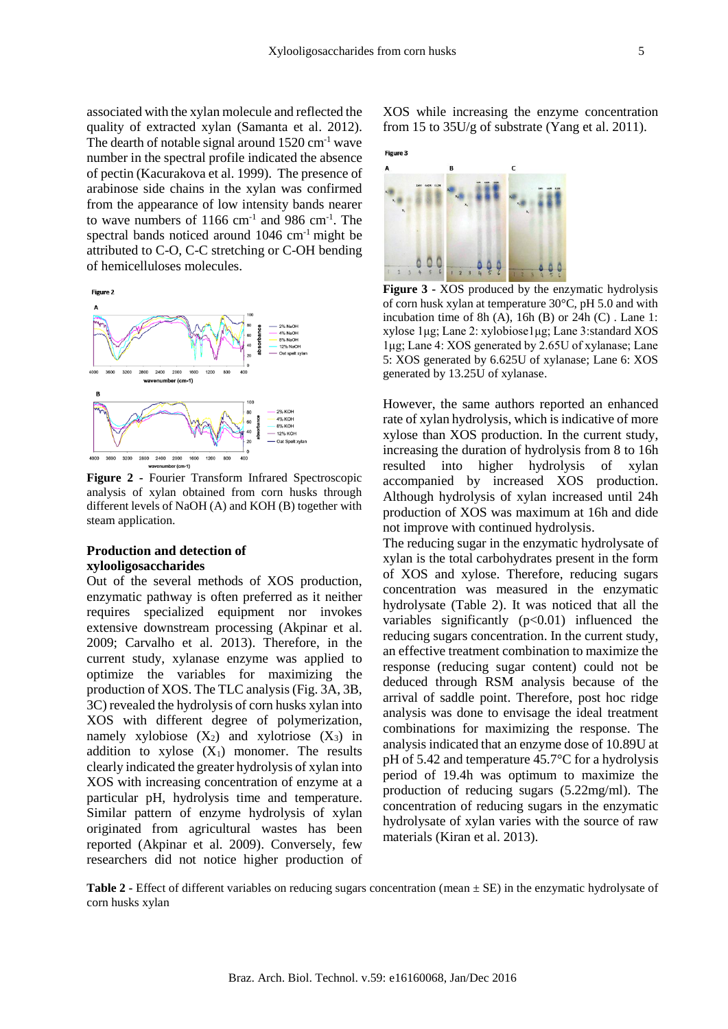associated with the xylan molecule and reflected the quality of extracted xylan (Samanta et al. 2012). The dearth of notable signal around 1520 $cm^{-1}$ wave number in the spectral profile indicated the absence of pectin (Kacurakova et al. 1999). The presence of arabinose side chains in the xylan was confirmed from the appearance of low intensity bands nearer to wave numbers of 1166 $cm^{-1}$ and 986 $cm^{-1}$. The spectral bands noticed around 1046 $cm^{-1}$ might be attributed to C-O, C-C stretching or C-OH bending of hemicelluloses molecules.

**Figure 2** - Fourier Transform Infrared Spectroscopic analysis of xylan obtained from corn husks through different levels of NaOH (A) and KOH (B) together with steam application.

## Production and detection of xylooligosaccharides

Out of the several methods of XOS production, enzymatic pathway is often preferred as it neither requires specialized equipment nor invokes extensive downstream processing (Akpinar et al. 2009; Carvalho et al. 2013). Therefore, in the current study, xylanase enzyme was applied to optimize the variables for maximizing the production of XOS. The TLC analysis (Fig. 3A, 3B, 3C) revealed the hydrolysis of corn husks xylan into XOS with different degree of polymerization, namely xylobiose ($X_2$) and xylotriose ($X_3$) in addition to xylose ($X_1$) monomer. The results clearly indicated the greater hydrolysis of xylan into XOS with increasing concentration of enzyme at a particular pH, hydrolysis time and temperature. Similar pattern of enzyme hydrolysis of xylan originated from agricultural wastes has been reported (Akpinar et al. 2009). Conversely, few researchers did not notice higher production of XOS while increasing the enzyme concentration from 15 to 35U/g of substrate (Yang et al. 2011).

**Figure 3** - XOS produced by the enzymatic hydrolysis of corn husk xylan at temperature 30°C, pH 5.0 and with incubation time of 8h (A), 16h (B) or 24h (C) . Lane 1: xylose 1µg; Lane 2: xylobiose1µg; Lane 3:standard XOS 1µg; Lane 4: XOS generated by 2.65U of xylanase; Lane 5: XOS generated by 6.625U of xylanase; Lane 6: XOS generated by 13.25U of xylanase.

However, the same authors reported an enhanced rate of xylan hydrolysis, which is indicative of more xylose than XOS production. In the current study, increasing the duration of hydrolysis from 8 to 16h resulted into higher hydrolysis of xylan accompanied by increased XOS production. Although hydrolysis of xylan increased until 24h production of XOS was maximum at 16h and dide not improve with continued hydrolysis.

The reducing sugar in the enzymatic hydrolysate of xylan is the total carbohydrates present in the form of XOS and xylose. Therefore, reducing sugars concentration was measured in the enzymatic hydrolysate (Table 2). It was noticed that all the variables significantly ($p<0.01$) influenced the reducing sugars concentration. In the current study, an effective treatment combination to maximize the response (reducing sugar content) could not be deduced through RSM analysis because of the arrival of saddle point. Therefore, post hoc ridge analysis was done to envisage the ideal treatment combinations for maximizing the response. The analysis indicated that an enzyme dose of 10.89U at pH of 5.42 and temperature 45.7°C for a hydrolysis period of 19.4h was optimum to maximize the production of reducing sugars (5.22mg/ml). The concentration of reducing sugars in the enzymatic hydrolysate of xylan varies with the source of raw materials (Kiran et al. 2013).

**Table 2** - Effect of different variables on reducing sugars concentration (mean ± SE) in the enzymatic hydrolysate of corn husks xylan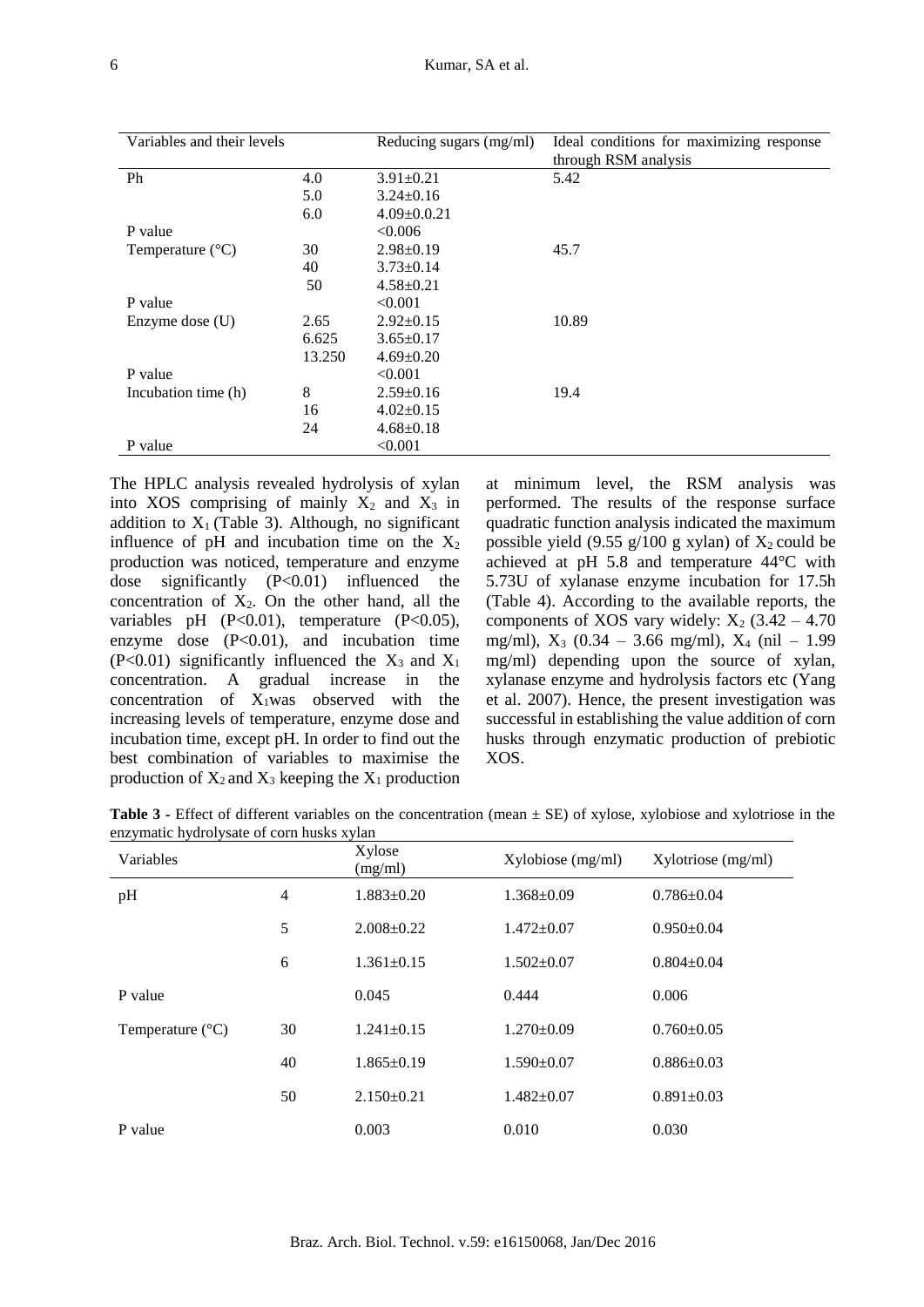| Variables and their levels | | Reducing sugars (mg/ml) | Ideal conditions for maximizing response through RSM analysis |
|---|---|---|---|
| Ph | 4.0 | 3.91±0.21 | 5.42 |
| | 5.0 | 3.24±0.16 | |
| | 6.0 | 4.09±0.0.21 | |
| P value | | <0.006 | |
| Temperature (°C) | 30 | 2.98±0.19 | 45.7 |
| | 40 | 3.73±0.14 | |
| | 50 | 4.58±0.21 | |
| P value | | <0.001 | |
| Enzyme dose (U) | 2.65 | 2.92±0.15 | 10.89 |
| | 6.625 | 3.65±0.17 | |
| | 13.250 | 4.69±0.20 | |
| P value | | <0.001 | |
| Incubation time (h) | 8 | 2.59±0.16 | 19.4 |
| | 16 | 4.02±0.15 | |
| | 24 | 4.68±0.18 | |
| P value | | <0.001 | |

The HPLC analysis revealed hydrolysis of xylan into XOS comprising of mainly $X_2$ and $X_3$ in addition to $X_1$ (Table 3). Although, no significant influence of pH and incubation time on the $X_2$ production was noticed, temperature and enzyme dose significantly (P<0.01) influenced the concentration of $X_2$. On the other hand, all the variables pH (P<0.01), temperature (P<0.05), enzyme dose (P<0.01), and incubation time (P<0.01) significantly influenced the $X_3$ and $X_1$ concentration. A gradual increase in the concentration of $X_1$was observed with the increasing levels of temperature, enzyme dose and incubation time, except pH. In order to find out the best combination of variables to maximise the production of $X_2$ and $X_3$ keeping the $X_1$ production at minimum level, the RSM analysis was performed. The results of the response surface quadratic function analysis indicated the maximum possible yield (9.55 g/100 g xylan) of $X_2$ could be achieved at pH 5.8 and temperature 44°C with 5.73U of xylanase enzyme incubation for 17.5h (Table 4). According to the available reports, the components of XOS vary widely: $X_2$ (3.42 – 4.70 mg/ml), $X_3$ (0.34 – 3.66 mg/ml), $X_4$ (nil – 1.99 mg/ml) depending upon the source of xylan, xylanase enzyme and hydrolysis factors etc (Yang et al. 2007). Hence, the present investigation was successful in establishing the value addition of corn husks through enzymatic production of prebiotic XOS.

**Table 3 -** Effect of different variables on the concentration (mean ± SE) of xylose, xylobiose and xylotriose in the enzymatic hydrolysate of corn husks xylan

| Variables | | Xylose (mg/ml) | Xylobiose (mg/ml) | Xylotriose (mg/ml) |
|---|---|---|---|---|
| pH | 4 | 1.883±0.20 | 1.368±0.09 | 0.786±0.04 |
| | 5 | 2.008±0.22 | 1.472±0.07 | 0.950±0.04 |
| | 6 | 1.361±0.15 | 1.502±0.07 | 0.804±0.04 |
| P value | | 0.045 | 0.444 | 0.006 |
| Temperature (°C) | 30 | 1.241±0.15 | 1.270±0.09 | 0.760±0.05 |
| | 40 | 1.865±0.19 | 1.590±0.07 | 0.886±0.03 |
| | 50 | 2.150±0.21 | 1.482±0.07 | 0.891±0.03 |
| P value | | 0.003 | 0.010 | 0.030 |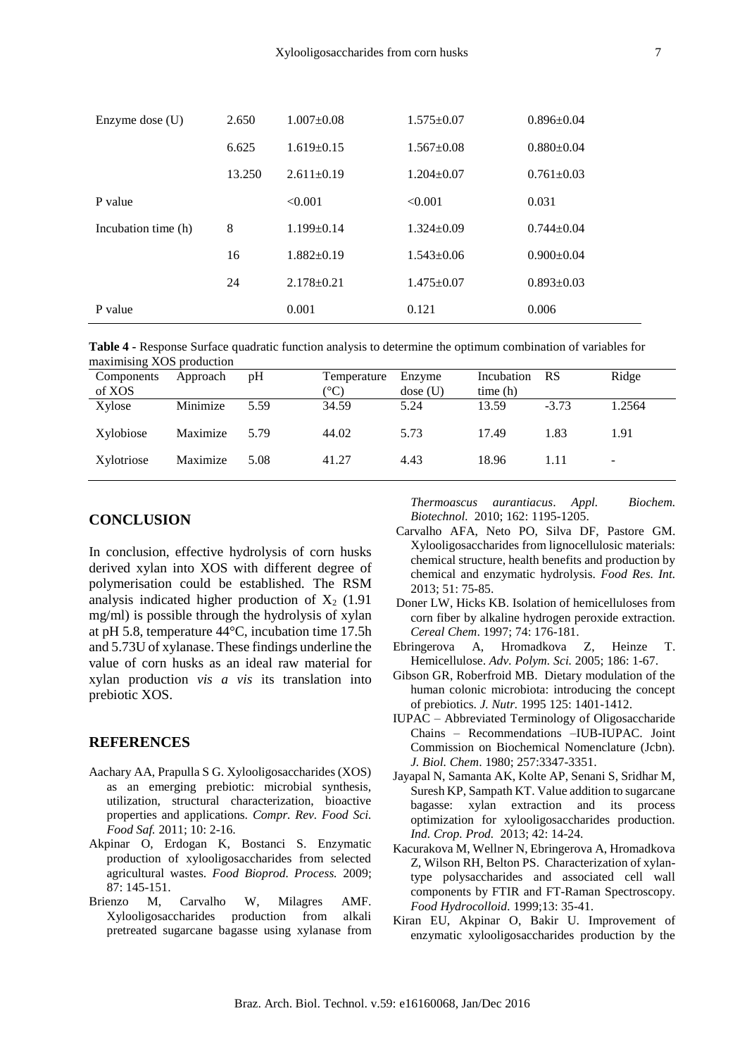| Enzyme dose (U) | 2.650 | 1.007±0.08 | 1.575±0.07 | 0.896±0.04 |
|---|---|---|---|---|
| | 6.625 | 1.619±0.15 | 1.567±0.08 | 0.880±0.04 |
| | 13.250 | 2.611±0.19 | 1.204±0.07 | 0.761±0.03 |
| P value | | <0.001 | <0.001 | 0.031 |
| Incubation time (h) | 8 | 1.199±0.14 | 1.324±0.09 | 0.744±0.04 |
| | 16 | 1.882±0.19 | 1.543±0.06 | 0.900±0.04 |
| | 24 | 2.178±0.21 | 1.475±0.07 | 0.893±0.03 |
| P value | | 0.001 | 0.121 | 0.006 |

**Table 4 -** Response Surface quadratic function analysis to determine the optimum combination of variables for maximising XOS production

| Components of XOS | Approach | pH | Temperature (°C) | Enzyme dose (U) | Incubation time (h) | RS | Ridge |
|---|---|---|---|---|---|---|---|
| Xylose | Minimize | 5.59 | 34.59 | 5.24 | 13.59 | -3.73 | 1.2564 |
| Xylobiose | Maximize | 5.79 | 44.02 | 5.73 | 17.49 | 1.83 | 1.91 |
| Xylotriose | Maximize | 5.08 | 41.27 | 4.43 | 18.96 | 1.11 | - |

## CONCLUSION

In conclusion, effective hydrolysis of corn husks derived xylan into XOS with different degree of polymerisation could be established. The RSM analysis indicated higher production of $X_2$ (1.91 mg/ml) is possible through the hydrolysis of xylan at pH 5.8, temperature 44°C, incubation time 17.5h and 5.73U of xylanase. These findings underline the value of corn husks as an ideal raw material for xylan production *vis a vis* its translation into prebiotic XOS.

## REFERENCES

Aachary AA, Prapulla S G. Xylooligosaccharides (XOS) as an emerging prebiotic: microbial synthesis, utilization, structural characterization, bioactive properties and applications. *Compr. Rev. Food Sci. Food Saf.* 2011; 10: 2-16.

Akpinar O, Erdogan K, Bostanci S. Enzymatic production of xylooligosaccharides from selected agricultural wastes. *Food Bioprod. Process.* 2009; 87: 145-151.

Brienzo M, Carvalho W, Milagres AMF. Xylooligosaccharides production from alkali pretreated sugarcane bagasse using xylanase from *Thermoascus aurantiacus*. *Appl. Biochem. Biotechnol.* 2010; 162: 1195-1205.

Carvalho AFA, Neto PO, Silva DF, Pastore GM. Xylooligosaccharides from lignocellulosic materials: chemical structure, health benefits and production by chemical and enzymatic hydrolysis. *Food Res. Int.* 2013; 51: 75-85.

Doner LW, Hicks KB. Isolation of hemicelluloses from corn fiber by alkaline hydrogen peroxide extraction. *Cereal Chem*. 1997; 74: 176-181.

Ebringerova A, Hromadkova Z, Heinze T. Hemicellulose. *Adv. Polym. Sci.* 2005; 186: 1-67.

Gibson GR, Roberfroid MB. Dietary modulation of the human colonic microbiota: introducing the concept of prebiotics. *J. Nutr.* 1995 125: 1401-1412.

IUPAC – Abbreviated Terminology of Oligosaccharide Chains – Recommendations –IUB-IUPAC. Joint Commission on Biochemical Nomenclature (Jcbn). *J. Biol. Chem*. 1980; 257:3347-3351.

Jayapal N, Samanta AK, Kolte AP, Senani S, Sridhar M, Suresh KP, Sampath KT. Value addition to sugarcane bagasse: xylan extraction and its process optimization for xylooligosaccharides production. *Ind. Crop. Prod.* 2013; 42: 14-24.

Kacurakova M, Wellner N, Ebringerova A, Hromadkova Z, Wilson RH, Belton PS. Characterization of xylan-type polysaccharides and associated cell wall components by FTIR and FT-Raman Spectroscopy. *Food Hydrocolloid*. 1999;13: 35-41.

Kiran EU, Akpinar O, Bakir U. Improvement of enzymatic xylooligosaccharides production by the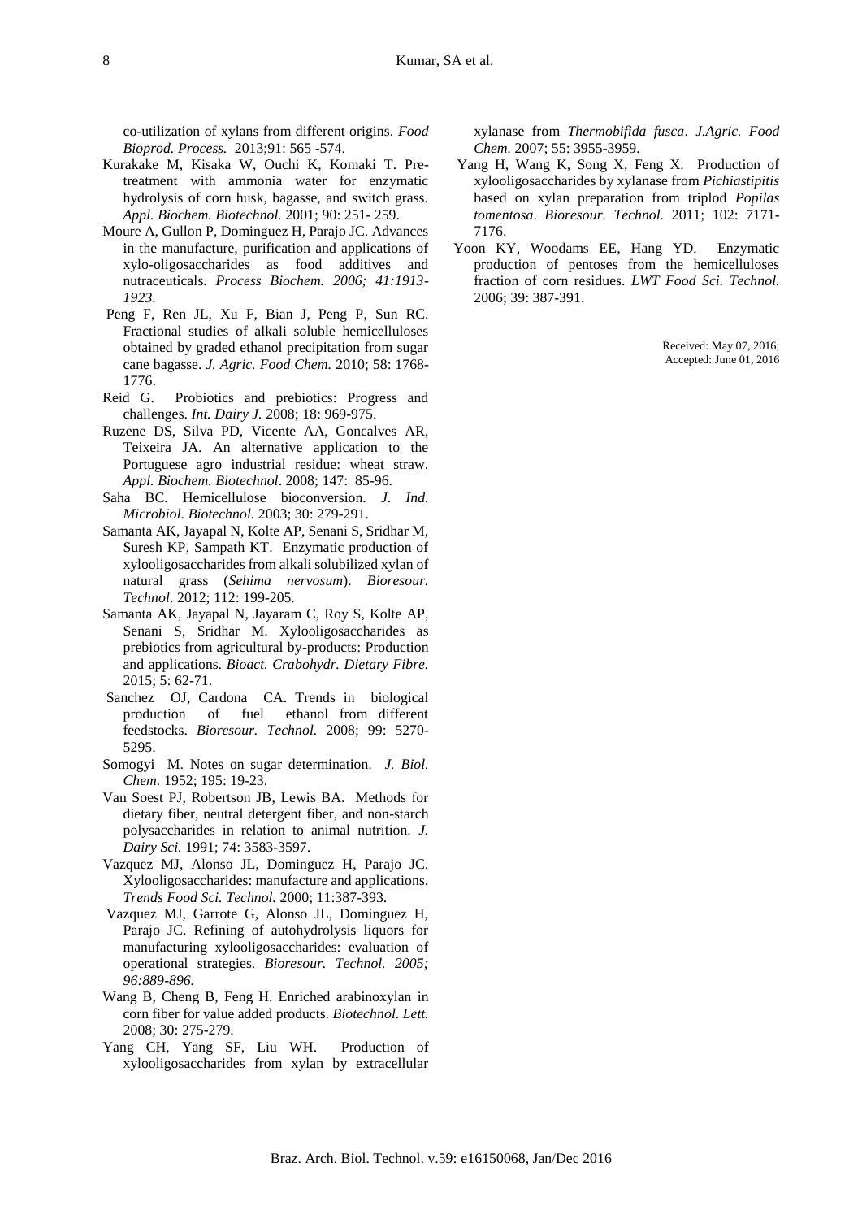co-utilization of xylans from different origins. *Food Bioprod. Process.* 2013;91: 565 -574.

Kurakake M, Kisaka W, Ouchi K, Komaki T. Pre-treatment with ammonia water for enzymatic hydrolysis of corn husk, bagasse, and switch grass. *Appl. Biochem. Biotechnol.* 2001; 90: 251- 259.

Moure A, Gullon P, Dominguez H, Parajo JC. Advances in the manufacture, purification and applications of xylo-oligosaccharides as food additives and nutraceuticals. *Process Biochem. 2006; 41:1913-1923.*

Peng F, Ren JL, Xu F, Bian J, Peng P, Sun RC. Fractional studies of alkali soluble hemicelluloses obtained by graded ethanol precipitation from sugar cane bagasse. *J. Agric. Food Chem.* 2010; 58: 1768-1776.

Reid G. Probiotics and prebiotics: Progress and challenges. *Int. Dairy J.* 2008; 18: 969-975.

Ruzene DS, Silva PD, Vicente AA, Goncalves AR, Teixeira JA. An alternative application to the Portuguese agro industrial residue: wheat straw. *Appl. Biochem. Biotechnol*. 2008; 147: 85-96.

Saha BC. Hemicellulose bioconversion. *J. Ind. Microbiol. Biotechnol.* 2003; 30: 279-291.

Samanta AK, Jayapal N, Kolte AP, Senani S, Sridhar M, Suresh KP, Sampath KT. Enzymatic production of xylooligosaccharides from alkali solubilized xylan of natural grass (*Sehima nervosum*). *Bioresour. Technol*. 2012; 112: 199-205.

Samanta AK, Jayapal N, Jayaram C, Roy S, Kolte AP, Senani S, Sridhar M. Xylooligosaccharides as prebiotics from agricultural by-products: Production and applications. *Bioact. Crabohydr. Dietary Fibre.* 2015; 5: 62-71.

Sanchez OJ, Cardona CA. Trends in biological production of fuel ethanol from different feedstocks. *Bioresour. Technol.* 2008; 99: 5270-5295.

Somogyi M. Notes on sugar determination. *J. Biol. Chem.* 1952; 195: 19-23.

Van Soest PJ, Robertson JB, Lewis BA. Methods for dietary fiber, neutral detergent fiber, and non-starch polysaccharides in relation to animal nutrition. *J. Dairy Sci.* 1991; 74: 3583-3597.

Vazquez MJ, Alonso JL, Dominguez H, Parajo JC. Xylooligosaccharides: manufacture and applications. *Trends Food Sci. Technol.* 2000; 11:387-393.

Vazquez MJ, Garrote G, Alonso JL, Dominguez H, Parajo JC. Refining of autohydrolysis liquors for manufacturing xylooligosaccharides: evaluation of operational strategies. *Bioresour. Technol. 2005; 96:889-896.*

Wang B, Cheng B, Feng H. Enriched arabinoxylan in corn fiber for value added products. *Biotechnol. Lett.* 2008; 30: 275-279.

Yang CH, Yang SF, Liu WH. Production of xylooligosaccharides from xylan by extracellular xylanase from *Thermobifida fusca*. *J.Agric. Food Chem.* 2007; 55: 3955-3959.

Yang H, Wang K, Song X, Feng X. Production of xylooligosaccharides by xylanase from *Pichiastipitis* based on xylan preparation from triplod *Popilas tomentosa*. *Bioresour. Technol.* 2011; 102: 7171-7176.

Yoon KY, Woodams EE, Hang YD. Enzymatic production of pentoses from the hemicelluloses fraction of corn residues. *LWT Food Sci. Technol.* 2006; 39: 387-391.

Received: May 07, 2016;
Accepted: June 01, 2016